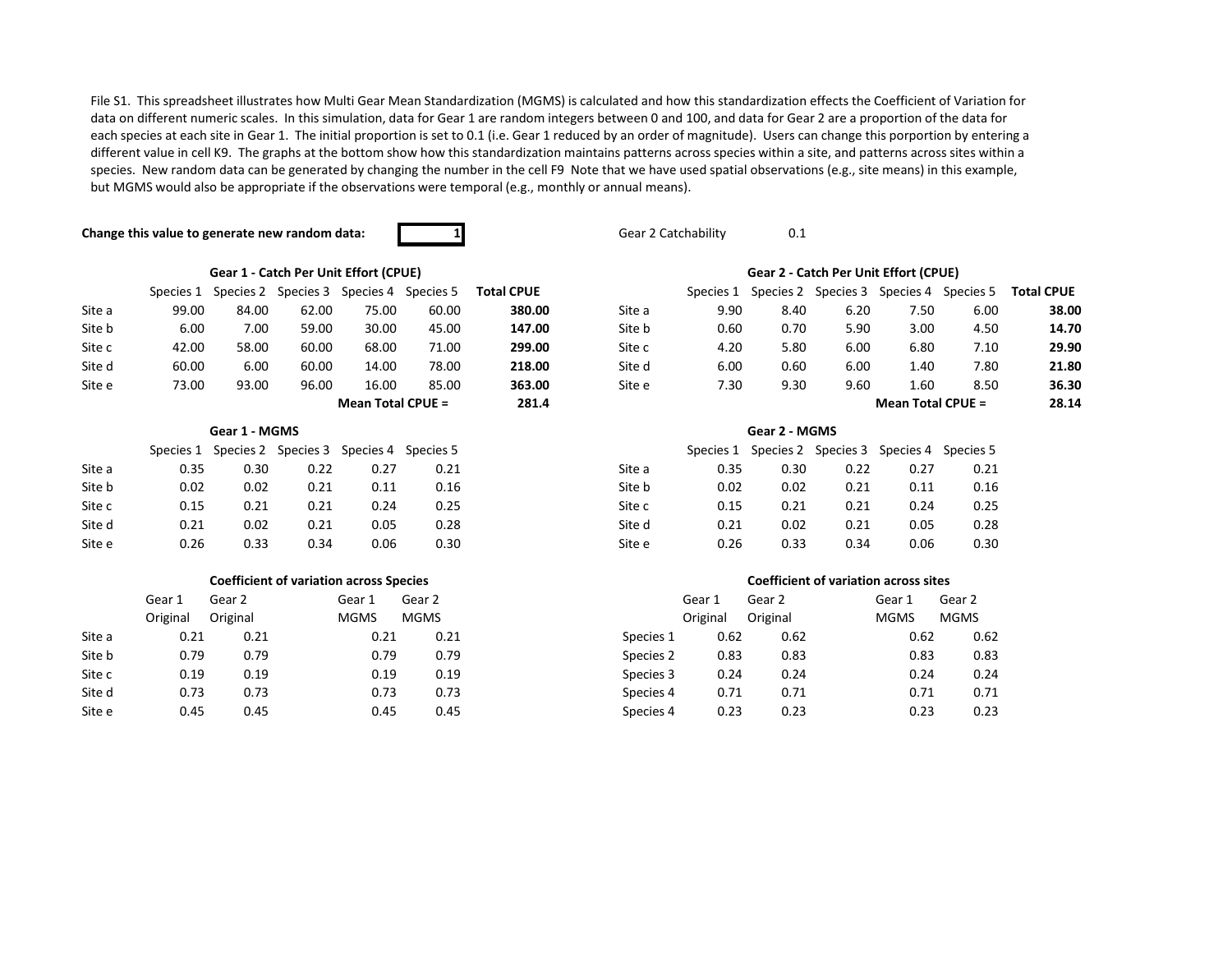File S1. This spreadsheet illustrates how Multi Gear Mean Standardization (MGMS) is calculated and how this standardization effects the Coefficient of Variation for data on different numeric scales. In this simulation, data for Gear 1 are random integers between 0 and 100, and data for Gear 2 are a proportion of the data for each species at each site in Gear 1. The initial proportion is set to 0.1 (i.e. Gear 1 reduced by an order of magnitude). Users can change this porportion by entering a different value in cell K9. The graphs at the bottom show how this standardization maintains patterns across species within a site, and patterns across sites within a species. New random data can be generated by changing the number in the cell F9 Note that we have used spatial observations (e.g., site means) in this example, but MGMS would also be appropriate if the observations were temporal (e.g., monthly or annual means).

**Change this value to generate new random data:** 1

Gear 2 Catchability 0.1

**Gear 1 - Catch Per Unit Effort (CPUE)**

| | Species 1 | Species 2 | Species 3 | Species 4 | Species 5 | **Total CPUE** |
|---|---|---|---|---|---|---|
| Site a | 99.00 | 84.00 | 62.00 | 75.00 | 60.00 | **380.00** |
| Site b | 6.00 | 7.00 | 59.00 | 30.00 | 45.00 | **147.00** |
| Site c | 42.00 | 58.00 | 60.00 | 68.00 | 71.00 | **299.00** |
| Site d | 60.00 | 6.00 | 60.00 | 14.00 | 78.00 | **218.00** |
| Site e | 73.00 | 93.00 | 96.00 | 16.00 | 85.00 | **363.00** |
| | | | | | **Mean Total CPUE =** | **281.4** |

**Gear 2 - Catch Per Unit Effort (CPUE)**

| | Species 1 | Species 2 | Species 3 | Species 4 | Species 5 | **Total CPUE** |
|---|---|---|---|---|---|---|
| Site a | 9.90 | 8.40 | 6.20 | 7.50 | 6.00 | **38.00** |
| Site b | 0.60 | 0.70 | 5.90 | 3.00 | 4.50 | **14.70** |
| Site c | 4.20 | 5.80 | 6.00 | 6.80 | 7.10 | **29.90** |
| Site d | 6.00 | 0.60 | 6.00 | 1.40 | 7.80 | **21.80** |
| Site e | 7.30 | 9.30 | 9.60 | 1.60 | 8.50 | **36.30** |
| | | | | | **Mean Total CPUE =** | **28.14** |

**Gear 1 - MGMS**

| | Species 1 | Species 2 | Species 3 | Species 4 | Species 5 |
|---|---|---|---|---|---|
| Site a | 0.35 | 0.30 | 0.22 | 0.27 | 0.21 |
| Site b | 0.02 | 0.02 | 0.21 | 0.11 | 0.16 |
| Site c | 0.15 | 0.21 | 0.21 | 0.24 | 0.25 |
| Site d | 0.21 | 0.02 | 0.21 | 0.05 | 0.28 |
| Site e | 0.26 | 0.33 | 0.34 | 0.06 | 0.30 |

**Gear 2 - MGMS**

| | Species 1 | Species 2 | Species 3 | Species 4 | Species 5 |
|---|---|---|---|---|---|
| Site a | 0.35 | 0.30 | 0.22 | 0.27 | 0.21 |
| Site b | 0.02 | 0.02 | 0.21 | 0.11 | 0.16 |
| Site c | 0.15 | 0.21 | 0.21 | 0.24 | 0.25 |
| Site d | 0.21 | 0.02 | 0.21 | 0.05 | 0.28 |
| Site e | 0.26 | 0.33 | 0.34 | 0.06 | 0.30 |

**Coefficient of variation across Species**

| | Gear 1 Original | Gear 2 Original | Gear 1 MGMS | Gear 2 MGMS |
|---|---|---|---|---|
| Site a | 0.21 | 0.21 | 0.21 | 0.21 |
| Site b | 0.79 | 0.79 | 0.79 | 0.79 |
| Site c | 0.19 | 0.19 | 0.19 | 0.19 |
| Site d | 0.73 | 0.73 | 0.73 | 0.73 |
| Site e | 0.45 | 0.45 | 0.45 | 0.45 |

**Coefficient of variation across sites**

| | Gear 1 Original | Gear 2 Original | Gear 1 MGMS | Gear 2 MGMS |
|---|---|---|---|---|
| Species 1 | 0.62 | 0.62 | 0.62 | 0.62 |
| Species 2 | 0.83 | 0.83 | 0.83 | 0.83 |
| Species 3 | 0.24 | 0.24 | 0.24 | 0.24 |
| Species 4 | 0.71 | 0.71 | 0.71 | 0.71 |
| Species 4 | 0.23 | 0.23 | 0.23 | 0.23 |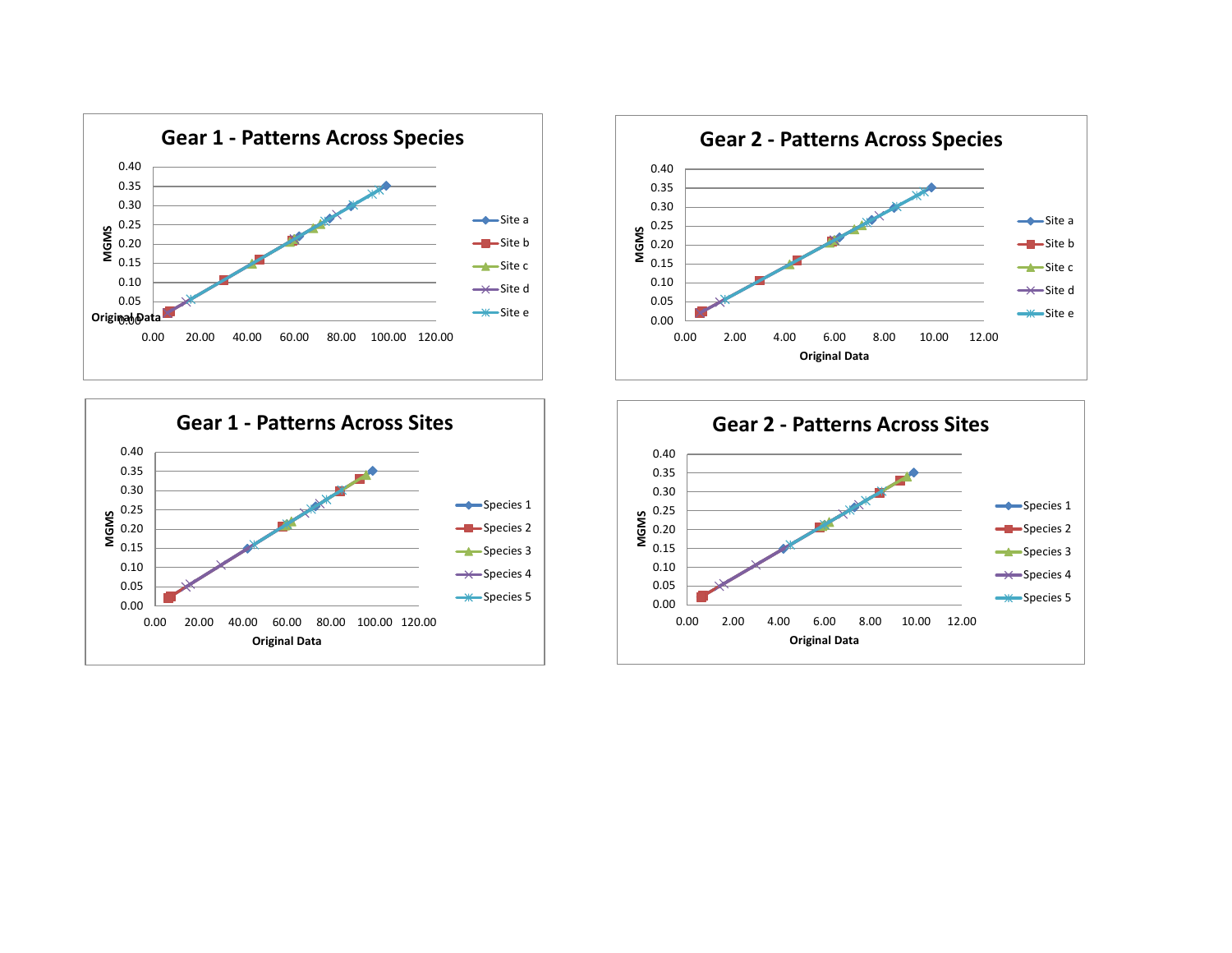Gear 1 - Patterns Across Species

MGMS

0.40
0.35
0.30
0.25
0.20
0.15
0.10
0.05
0.00

Original Data

0.00 20.00 40.00 60.00 80.00 100.00 120.00

Site a
Site b
Site c
Site d
Site e

Gear 2 - Patterns Across Species

MGMS

0.40
0.35
0.30
0.25
0.20
0.15
0.10
0.05
0.00

0.00 2.00 4.00 6.00 8.00 10.00 12.00

Original Data

Site a
Site b
Site c
Site d
Site e

Gear 1 - Patterns Across Sites

MGMS

0.40
0.35
0.30
0.25
0.20
0.15
0.10
0.05
0.00

0.00 20.00 40.00 60.00 80.00 100.00 120.00

Original Data

Species 1
Species 2
Species 3
Species 4
Species 5

Gear 2 - Patterns Across Sites

MGMS

0.40
0.35
0.30
0.25
0.20
0.15
0.10
0.05
0.00

0.00 2.00 4.00 6.00 8.00 10.00 12.00

Original Data

Species 1
Species 2
Species 3
Species 4
Species 5